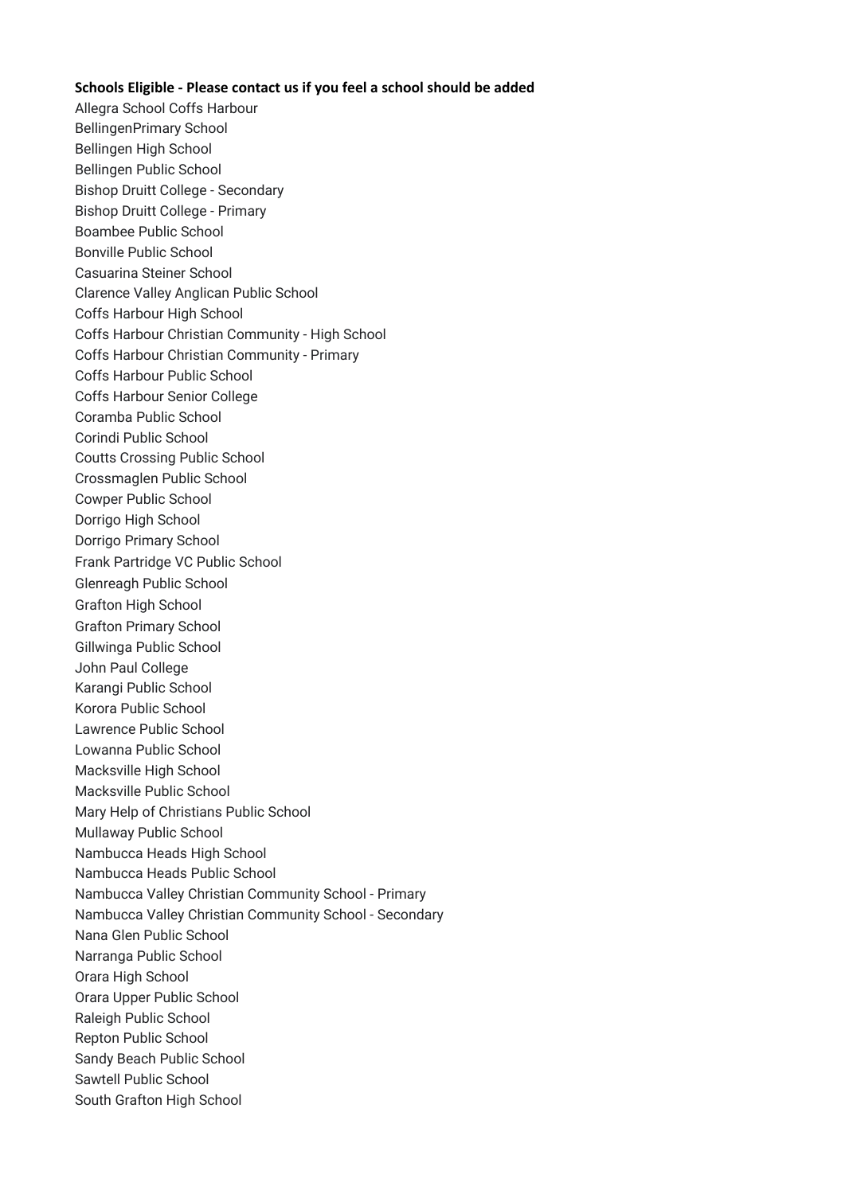**Schools Eligible - Please contact us if you feel a school should be added**

Allegra School Coffs Harbour
BellingenPrimary School
Bellingen High School
Bellingen Public School
Bishop Druitt College - Secondary
Bishop Druitt College - Primary
Boambee Public School
Bonville Public School
Casuarina Steiner School
Clarence Valley Anglican Public School
Coffs Harbour High School
Coffs Harbour Christian Community - High School
Coffs Harbour Christian Community - Primary
Coffs Harbour Public School
Coffs Harbour Senior College
Coramba Public School
Corindi Public School
Coutts Crossing Public School
Crossmaglen Public School
Cowper Public School
Dorrigo High School
Dorrigo Primary School
Frank Partridge VC Public School
Glenreagh Public School
Grafton High School
Grafton Primary School
Gillwinga Public School
John Paul College
Karangi Public School
Korora Public School
Lawrence Public School
Lowanna Public School
Macksville High School
Macksville Public School
Mary Help of Christians Public School
Mullaway Public School
Nambucca Heads High School
Nambucca Heads Public School
Nambucca Valley Christian Community School - Primary
Nambucca Valley Christian Community School - Secondary
Nana Glen Public School
Narranga Public School
Orara High School
Orara Upper Public School
Raleigh Public School
Repton Public School
Sandy Beach Public School
Sawtell Public School
South Grafton High School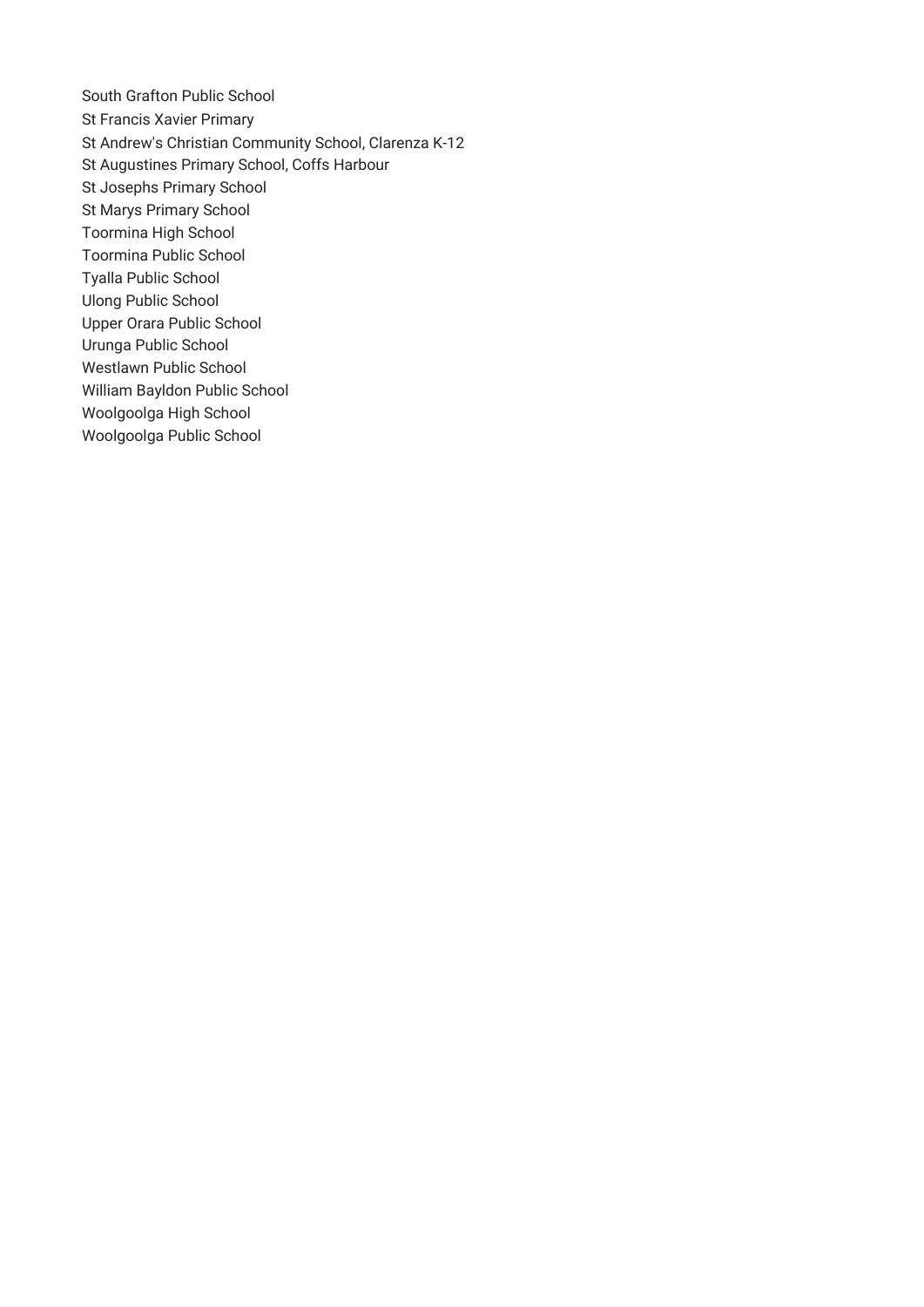South Grafton Public School
St Francis Xavier Primary
St Andrew's Christian Community School, Clarenza K-12
St Augustines Primary School, Coffs Harbour
St Josephs Primary School
St Marys Primary School
Toormina High School
Toormina Public School
Tyalla Public School
Ulong Public School
Upper Orara Public School
Urunga Public School
Westlawn Public School
William Bayldon Public School
Woolgoolga High School
Woolgoolga Public School